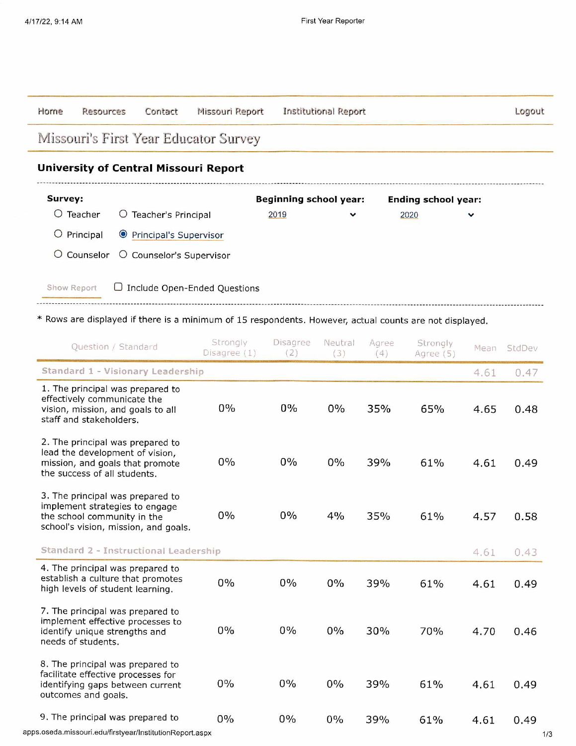Home | Resources | Contact | Missouri Report | Institutional Report | Logout

# Missouri's First Year Educator Survey

## University of Central Missouri Report

**Survey:**

- ○ Teacher
- ○ Teacher's Principal
- ○ Principal
- ◉ Principal's Supervisor
- ○ Counselor
- ○ Counselor's Supervisor

**Beginning school year:** 2019

**Ending school year:** 2020

Show Report ☐ Include Open-Ended Questions

* Rows are displayed if there is a minimum of 15 respondents. However, actual counts are not displayed.

| Question / Standard | Strongly Disagree (1) | Disagree (2) | Neutral (3) | Agree (4) | Strongly Agree (5) | Mean | StdDev |
|---|---|---|---|---|---|---|---|
| **Standard 1 - Visionary Leadership** | | | | | | 4.61 | 0.47 |
| 1. The principal was prepared to effectively communicate the vision, mission, and goals to all staff and stakeholders. | 0% | 0% | 0% | 35% | 65% | 4.65 | 0.48 |
| 2. The principal was prepared to lead the development of vision, mission, and goals that promote the success of all students. | 0% | 0% | 0% | 39% | 61% | 4.61 | 0.49 |
| 3. The principal was prepared to implement strategies to engage the school community in the school's vision, mission, and goals. | 0% | 0% | 4% | 35% | 61% | 4.57 | 0.58 |
| **Standard 2 - Instructional Leadership** | | | | | | 4.61 | 0.43 |
| 4. The principal was prepared to establish a culture that promotes high levels of student learning. | 0% | 0% | 0% | 39% | 61% | 4.61 | 0.49 |
| 7. The principal was prepared to implement effective processes to identify unique strengths and needs of students. | 0% | 0% | 0% | 30% | 70% | 4.70 | 0.46 |
| 8. The principal was prepared to facilitate effective processes for identifying gaps between current outcomes and goals. | 0% | 0% | 0% | 39% | 61% | 4.61 | 0.49 |
| 9. The principal was prepared to | 0% | 0% | 0% | 39% | 61% | 4.61 | 0.49 |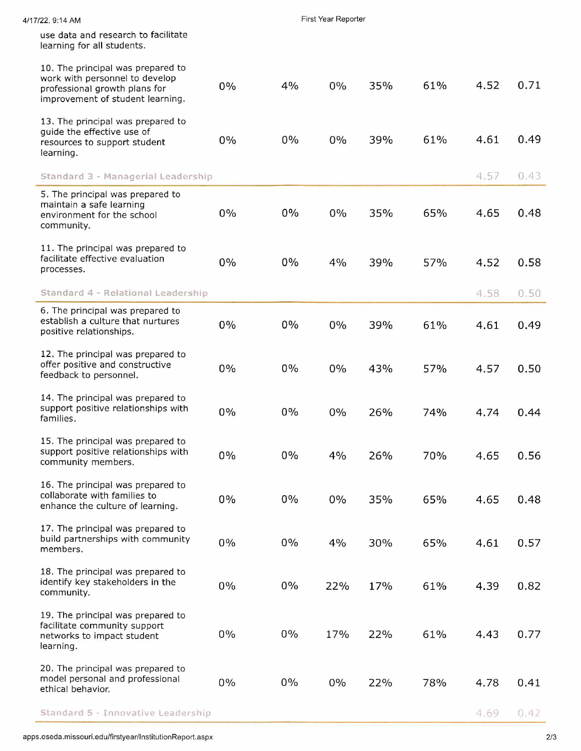| | | | | | | | |
|---|---|---|---|---|---|---|---|
| use data and research to facilitate learning for all students. | | | | | | | |
| 10. The principal was prepared to work with personnel to develop professional growth plans for improvement of student learning. | 0% | 4% | 0% | 35% | 61% | 4.52 | 0.71 |
| 13. The principal was prepared to guide the effective use of resources to support student learning. | 0% | 0% | 0% | 39% | 61% | 4.61 | 0.49 |
| **Standard 3 - Managerial Leadership** | | | | | | 4.57 | 0.43 |
| 5. The principal was prepared to maintain a safe learning environment for the school community. | 0% | 0% | 0% | 35% | 65% | 4.65 | 0.48 |
| 11. The principal was prepared to facilitate effective evaluation processes. | 0% | 0% | 4% | 39% | 57% | 4.52 | 0.58 |
| **Standard 4 - Relational Leadership** | | | | | | 4.58 | 0.50 |
| 6. The principal was prepared to establish a culture that nurtures positive relationships. | 0% | 0% | 0% | 39% | 61% | 4.61 | 0.49 |
| 12. The principal was prepared to offer positive and constructive feedback to personnel. | 0% | 0% | 0% | 43% | 57% | 4.57 | 0.50 |
| 14. The principal was prepared to support positive relationships with families. | 0% | 0% | 0% | 26% | 74% | 4.74 | 0.44 |
| 15. The principal was prepared to support positive relationships with community members. | 0% | 0% | 4% | 26% | 70% | 4.65 | 0.56 |
| 16. The principal was prepared to collaborate with families to enhance the culture of learning. | 0% | 0% | 0% | 35% | 65% | 4.65 | 0.48 |
| 17. The principal was prepared to build partnerships with community members. | 0% | 0% | 4% | 30% | 65% | 4.61 | 0.57 |
| 18. The principal was prepared to identify key stakeholders in the community. | 0% | 0% | 22% | 17% | 61% | 4.39 | 0.82 |
| 19. The principal was prepared to facilitate community support networks to impact student learning. | 0% | 0% | 17% | 22% | 61% | 4.43 | 0.77 |
| 20. The principal was prepared to model personal and professional ethical behavior. | 0% | 0% | 0% | 22% | 78% | 4.78 | 0.41 |
| **Standard 5 - Innovative Leadership** | | | | | | 4.69 | 0.42 |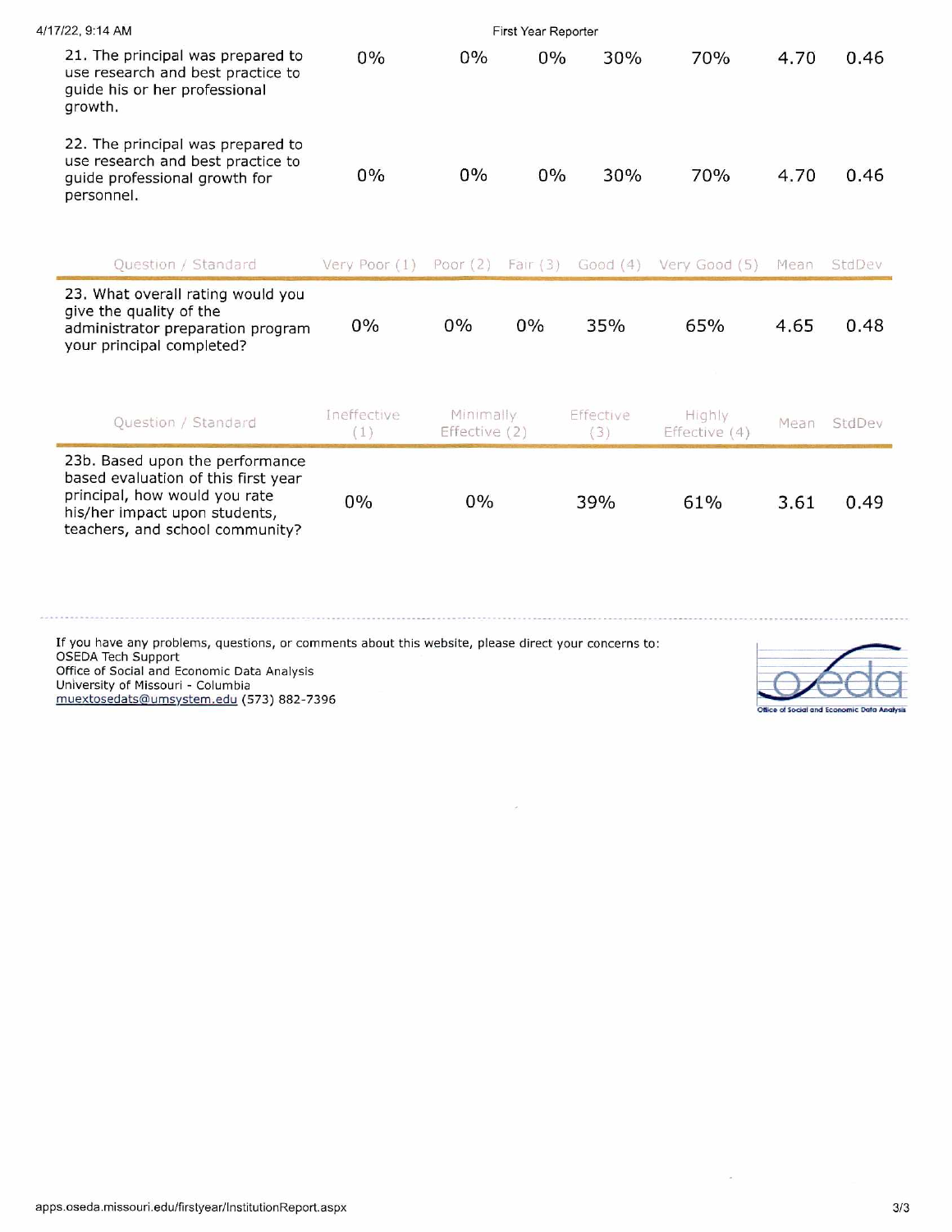| | | | | | | | |
|---|---|---|---|---|---|---|---|
| 21. The principal was prepared to use research and best practice to guide his or her professional growth. | 0% | 0% | 0% | 30% | 70% | 4.70 | 0.46 |
| 22. The principal was prepared to use research and best practice to guide professional growth for personnel. | 0% | 0% | 0% | 30% | 70% | 4.70 | 0.46 |

| Question / Standard | Very Poor (1) | Poor (2) | Fair (3) | Good (4) | Very Good (5) | Mean | StdDev |
|---|---|---|---|---|---|---|---|
| 23. What overall rating would you give the quality of the administrator preparation program your principal completed? | 0% | 0% | 0% | 35% | 65% | 4.65 | 0.48 |

| Question / Standard | Ineffective (1) | Minimally Effective (2) | Effective (3) | Highly Effective (4) | Mean | StdDev |
|---|---|---|---|---|---|---|
| 23b. Based upon the performance based evaluation of this first year principal, how would you rate his/her impact upon students, teachers, and school community? | 0% | 0% | 39% | 61% | 3.61 | 0.49 |

If you have any problems, questions, or comments about this website, please direct your concerns to:
OSEDA Tech Support
Office of Social and Economic Data Analysis
University of Missouri - Columbia
muextosedats@umsystem.edu (573) 882-7396